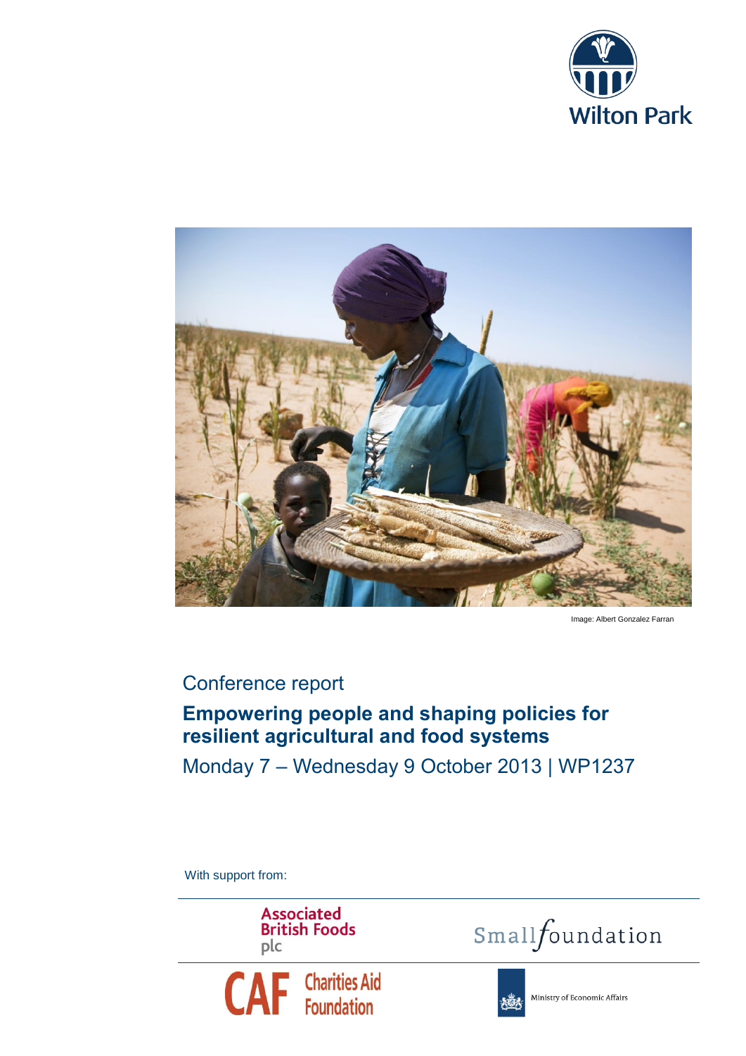Wilton Park

Image: Albert Gonzalez Farran

Conference report

# Empowering people and shaping policies for resilient agricultural and food systems

Monday 7 – Wednesday 9 October 2013 | WP1237

With support from:

Associated British Foods plc

Smallfoundation

CAF Charities Aid Foundation

Ministry of Economic Affairs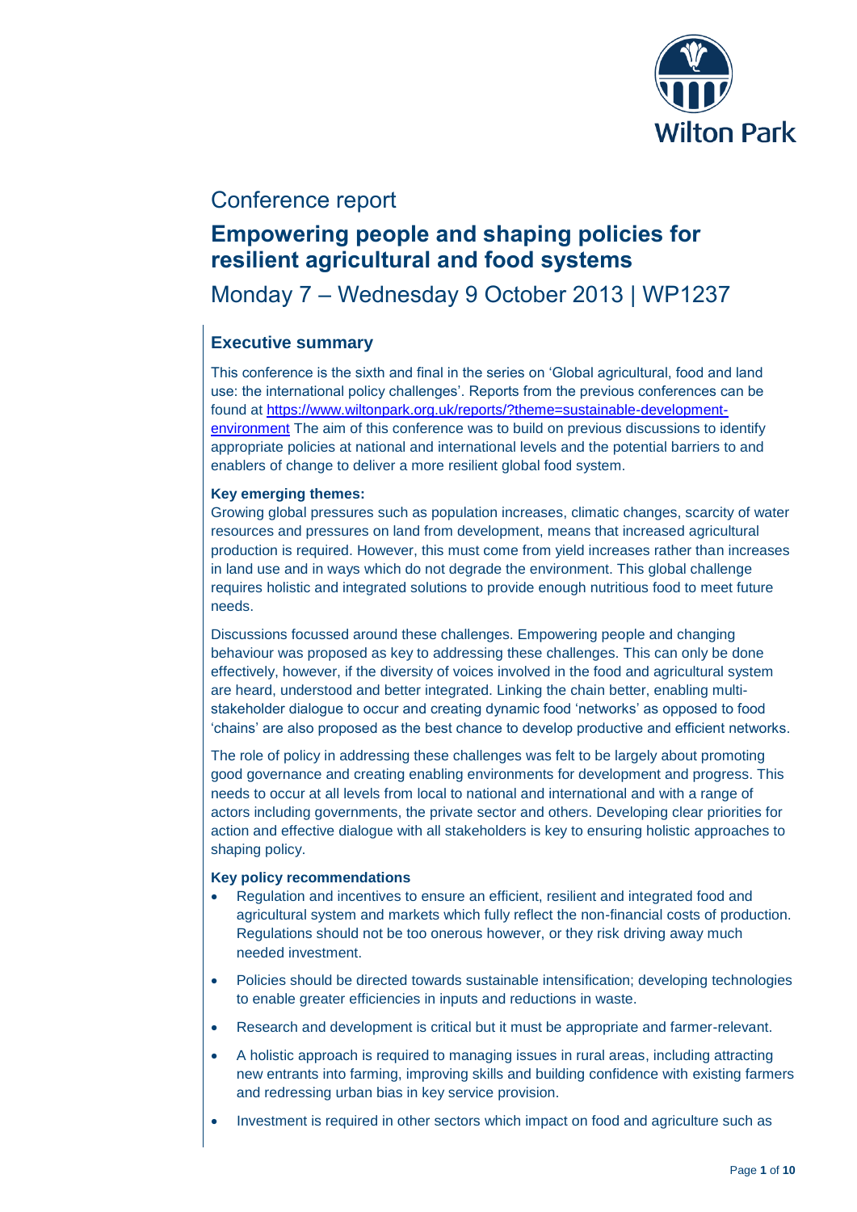Conference report

# Empowering people and shaping policies for resilient agricultural and food systems

Monday 7 – Wednesday 9 October 2013 | WP1237

## Executive summary

This conference is the sixth and final in the series on 'Global agricultural, food and land use: the international policy challenges'. Reports from the previous conferences can be found at [https://www.wiltonpark.org.uk/reports/?theme=sustainable-development-environment](https://www.wiltonpark.org.uk/reports/?theme=sustainable-development-environment) The aim of this conference was to build on previous discussions to identify appropriate policies at national and international levels and the potential barriers to and enablers of change to deliver a more resilient global food system.

**Key emerging themes:**

Growing global pressures such as population increases, climatic changes, scarcity of water resources and pressures on land from development, means that increased agricultural production is required. However, this must come from yield increases rather than increases in land use and in ways which do not degrade the environment. This global challenge requires holistic and integrated solutions to provide enough nutritious food to meet future needs.

Discussions focussed around these challenges. Empowering people and changing behaviour was proposed as key to addressing these challenges. This can only be done effectively, however, if the diversity of voices involved in the food and agricultural system are heard, understood and better integrated. Linking the chain better, enabling multi-stakeholder dialogue to occur and creating dynamic food 'networks' as opposed to food 'chains' are also proposed as the best chance to develop productive and efficient networks.

The role of policy in addressing these challenges was felt to be largely about promoting good governance and creating enabling environments for development and progress. This needs to occur at all levels from local to national and international and with a range of actors including governments, the private sector and others. Developing clear priorities for action and effective dialogue with all stakeholders is key to ensuring holistic approaches to shaping policy.

**Key policy recommendations**

- Regulation and incentives to ensure an efficient, resilient and integrated food and agricultural system and markets which fully reflect the non-financial costs of production. Regulations should not be too onerous however, or they risk driving away much needed investment.
- Policies should be directed towards sustainable intensification; developing technologies to enable greater efficiencies in inputs and reductions in waste.
- Research and development is critical but it must be appropriate and farmer-relevant.
- A holistic approach is required to managing issues in rural areas, including attracting new entrants into farming, improving skills and building confidence with existing farmers and redressing urban bias in key service provision.
- Investment is required in other sectors which impact on food and agriculture such as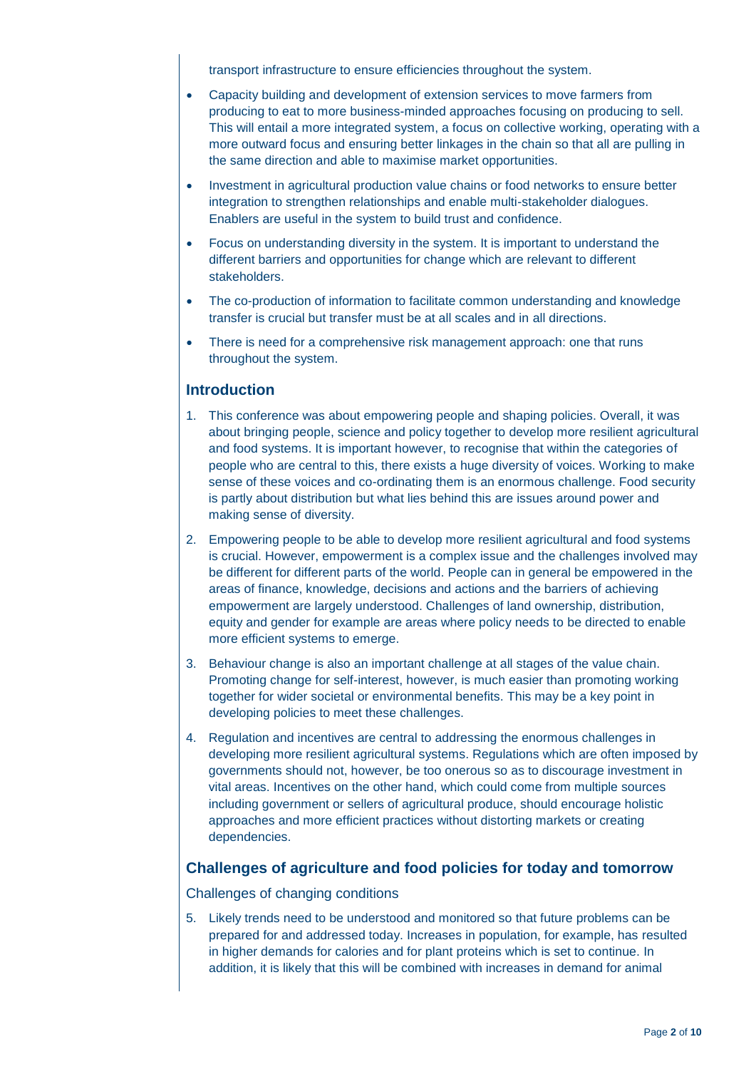transport infrastructure to ensure efficiencies throughout the system.

- Capacity building and development of extension services to move farmers from producing to eat to more business-minded approaches focusing on producing to sell. This will entail a more integrated system, a focus on collective working, operating with a more outward focus and ensuring better linkages in the chain so that all are pulling in the same direction and able to maximise market opportunities.
- Investment in agricultural production value chains or food networks to ensure better integration to strengthen relationships and enable multi-stakeholder dialogues. Enablers are useful in the system to build trust and confidence.
- Focus on understanding diversity in the system. It is important to understand the different barriers and opportunities for change which are relevant to different stakeholders.
- The co-production of information to facilitate common understanding and knowledge transfer is crucial but transfer must be at all scales and in all directions.
- There is need for a comprehensive risk management approach: one that runs throughout the system.

## Introduction

1. This conference was about empowering people and shaping policies. Overall, it was about bringing people, science and policy together to develop more resilient agricultural and food systems. It is important however, to recognise that within the categories of people who are central to this, there exists a huge diversity of voices. Working to make sense of these voices and co-ordinating them is an enormous challenge. Food security is partly about distribution but what lies behind this are issues around power and making sense of diversity.
2. Empowering people to be able to develop more resilient agricultural and food systems is crucial. However, empowerment is a complex issue and the challenges involved may be different for different parts of the world. People can in general be empowered in the areas of finance, knowledge, decisions and actions and the barriers of achieving empowerment are largely understood. Challenges of land ownership, distribution, equity and gender for example are areas where policy needs to be directed to enable more efficient systems to emerge.
3. Behaviour change is also an important challenge at all stages of the value chain. Promoting change for self-interest, however, is much easier than promoting working together for wider societal or environmental benefits. This may be a key point in developing policies to meet these challenges.
4. Regulation and incentives are central to addressing the enormous challenges in developing more resilient agricultural systems. Regulations which are often imposed by governments should not, however, be too onerous so as to discourage investment in vital areas. Incentives on the other hand, which could come from multiple sources including government or sellers of agricultural produce, should encourage holistic approaches and more efficient practices without distorting markets or creating dependencies.

## Challenges of agriculture and food policies for today and tomorrow

### Challenges of changing conditions

5. Likely trends need to be understood and monitored so that future problems can be prepared for and addressed today. Increases in population, for example, has resulted in higher demands for calories and for plant proteins which is set to continue. In addition, it is likely that this will be combined with increases in demand for animal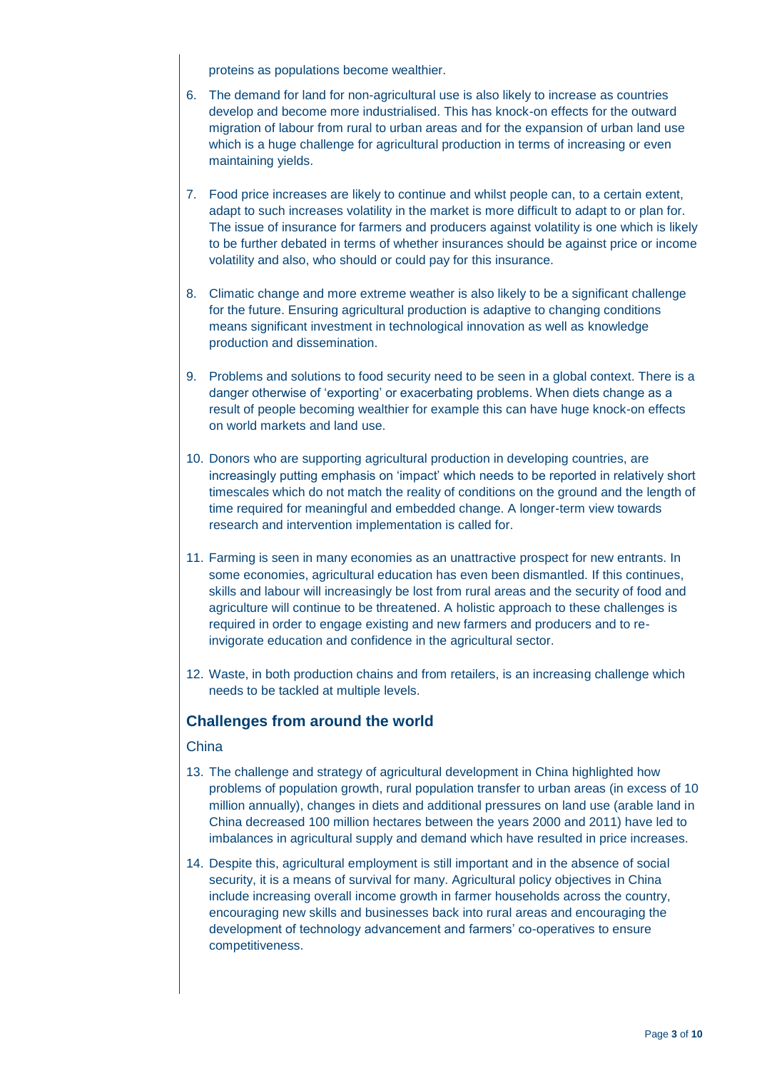proteins as populations become wealthier.

6. The demand for land for non-agricultural use is also likely to increase as countries develop and become more industrialised. This has knock-on effects for the outward migration of labour from rural to urban areas and for the expansion of urban land use which is a huge challenge for agricultural production in terms of increasing or even maintaining yields.

7. Food price increases are likely to continue and whilst people can, to a certain extent, adapt to such increases volatility in the market is more difficult to adapt to or plan for. The issue of insurance for farmers and producers against volatility is one which is likely to be further debated in terms of whether insurances should be against price or income volatility and also, who should or could pay for this insurance.

8. Climatic change and more extreme weather is also likely to be a significant challenge for the future. Ensuring agricultural production is adaptive to changing conditions means significant investment in technological innovation as well as knowledge production and dissemination.

9. Problems and solutions to food security need to be seen in a global context. There is a danger otherwise of 'exporting' or exacerbating problems. When diets change as a result of people becoming wealthier for example this can have huge knock-on effects on world markets and land use.

10. Donors who are supporting agricultural production in developing countries, are increasingly putting emphasis on 'impact' which needs to be reported in relatively short timescales which do not match the reality of conditions on the ground and the length of time required for meaningful and embedded change. A longer-term view towards research and intervention implementation is called for.

11. Farming is seen in many economies as an unattractive prospect for new entrants. In some economies, agricultural education has even been dismantled. If this continues, skills and labour will increasingly be lost from rural areas and the security of food and agriculture will continue to be threatened. A holistic approach to these challenges is required in order to engage existing and new farmers and producers and to re-invigorate education and confidence in the agricultural sector.

12. Waste, in both production chains and from retailers, is an increasing challenge which needs to be tackled at multiple levels.

## Challenges from around the world

### China

13. The challenge and strategy of agricultural development in China highlighted how problems of population growth, rural population transfer to urban areas (in excess of 10 million annually), changes in diets and additional pressures on land use (arable land in China decreased 100 million hectares between the years 2000 and 2011) have led to imbalances in agricultural supply and demand which have resulted in price increases.

14. Despite this, agricultural employment is still important and in the absence of social security, it is a means of survival for many. Agricultural policy objectives in China include increasing overall income growth in farmer households across the country, encouraging new skills and businesses back into rural areas and encouraging the development of technology advancement and farmers' co-operatives to ensure competitiveness.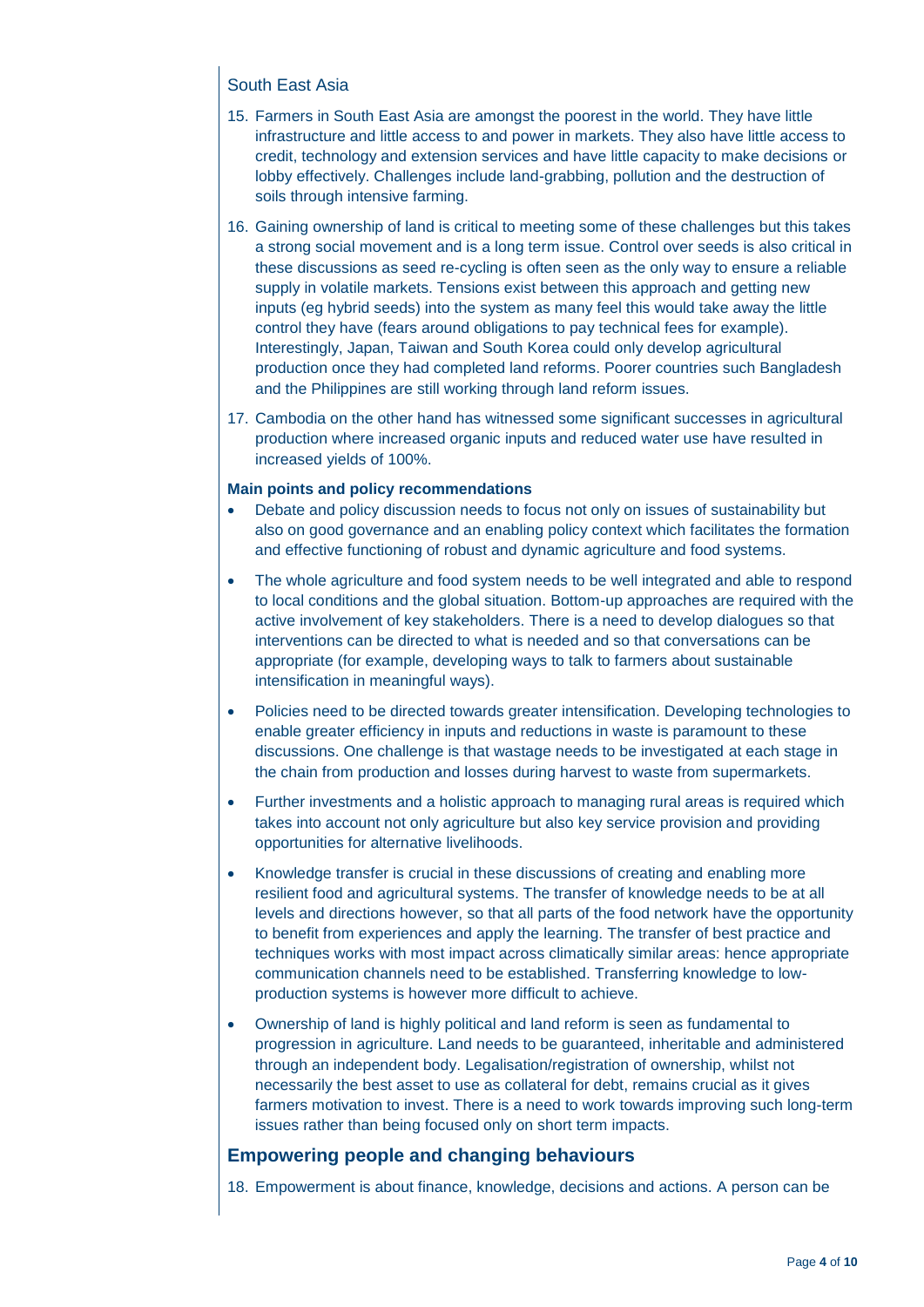### South East Asia

15. Farmers in South East Asia are amongst the poorest in the world. They have little infrastructure and little access to and power in markets. They also have little access to credit, technology and extension services and have little capacity to make decisions or lobby effectively. Challenges include land-grabbing, pollution and the destruction of soils through intensive farming.

16. Gaining ownership of land is critical to meeting some of these challenges but this takes a strong social movement and is a long term issue. Control over seeds is also critical in these discussions as seed re-cycling is often seen as the only way to ensure a reliable supply in volatile markets. Tensions exist between this approach and getting new inputs (eg hybrid seeds) into the system as many feel this would take away the little control they have (fears around obligations to pay technical fees for example). Interestingly, Japan, Taiwan and South Korea could only develop agricultural production once they had completed land reforms. Poorer countries such Bangladesh and the Philippines are still working through land reform issues.

17. Cambodia on the other hand has witnessed some significant successes in agricultural production where increased organic inputs and reduced water use have resulted in increased yields of 100%.

**Main points and policy recommendations**

- Debate and policy discussion needs to focus not only on issues of sustainability but also on good governance and an enabling policy context which facilitates the formation and effective functioning of robust and dynamic agriculture and food systems.
- The whole agriculture and food system needs to be well integrated and able to respond to local conditions and the global situation. Bottom-up approaches are required with the active involvement of key stakeholders. There is a need to develop dialogues so that interventions can be directed to what is needed and so that conversations can be appropriate (for example, developing ways to talk to farmers about sustainable intensification in meaningful ways).
- Policies need to be directed towards greater intensification. Developing technologies to enable greater efficiency in inputs and reductions in waste is paramount to these discussions. One challenge is that wastage needs to be investigated at each stage in the chain from production and losses during harvest to waste from supermarkets.
- Further investments and a holistic approach to managing rural areas is required which takes into account not only agriculture but also key service provision and providing opportunities for alternative livelihoods.
- Knowledge transfer is crucial in these discussions of creating and enabling more resilient food and agricultural systems. The transfer of knowledge needs to be at all levels and directions however, so that all parts of the food network have the opportunity to benefit from experiences and apply the learning. The transfer of best practice and techniques works with most impact across climatically similar areas: hence appropriate communication channels need to be established. Transferring knowledge to low-production systems is however more difficult to achieve.
- Ownership of land is highly political and land reform is seen as fundamental to progression in agriculture. Land needs to be guaranteed, inheritable and administered through an independent body. Legalisation/registration of ownership, whilst not necessarily the best asset to use as collateral for debt, remains crucial as it gives farmers motivation to invest. There is a need to work towards improving such long-term issues rather than being focused only on short term impacts.

## Empowering people and changing behaviours

18. Empowerment is about finance, knowledge, decisions and actions. A person can be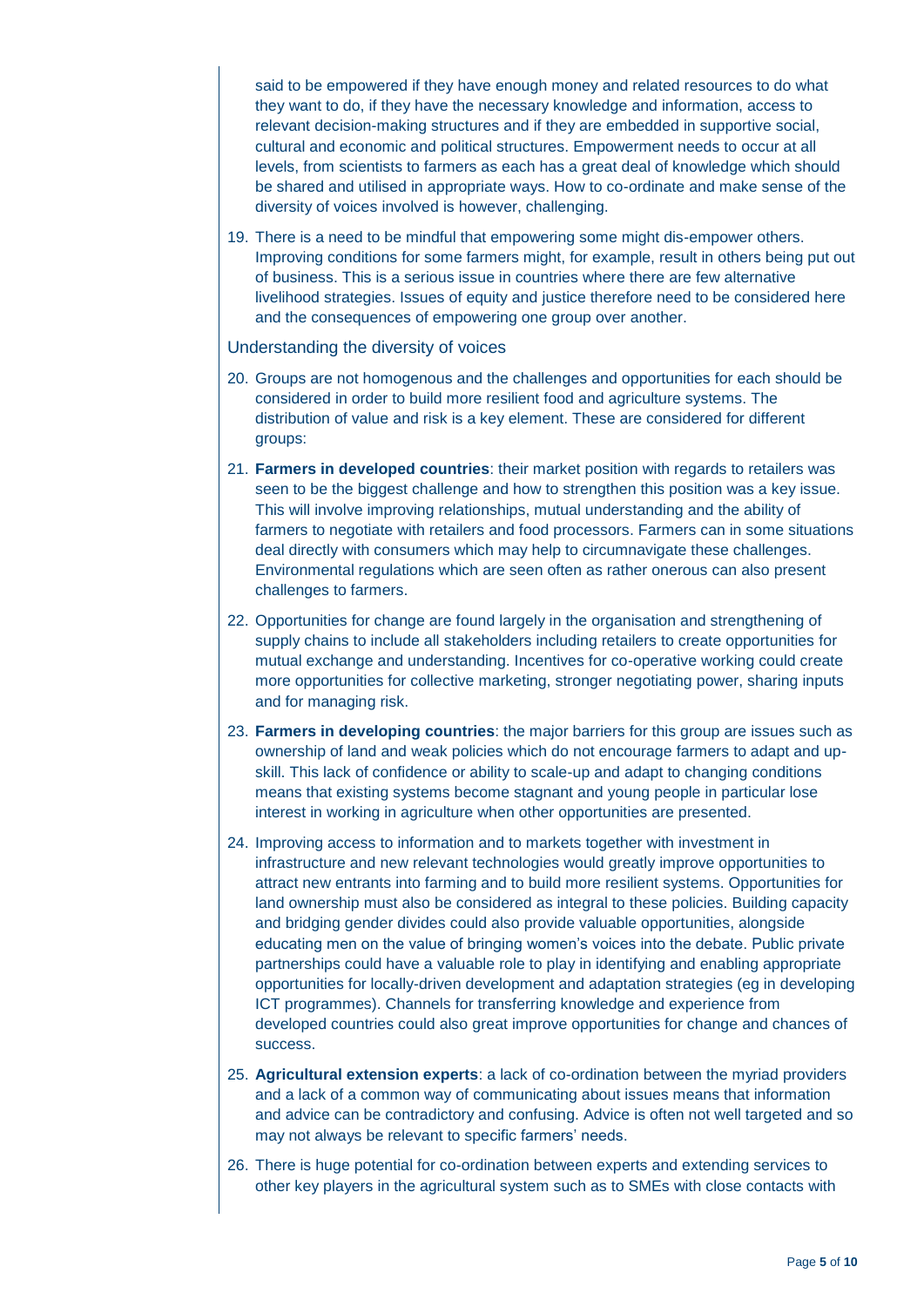said to be empowered if they have enough money and related resources to do what they want to do, if they have the necessary knowledge and information, access to relevant decision-making structures and if they are embedded in supportive social, cultural and economic and political structures. Empowerment needs to occur at all levels, from scientists to farmers as each has a great deal of knowledge which should be shared and utilised in appropriate ways. How to co-ordinate and make sense of the diversity of voices involved is however, challenging.

19. There is a need to be mindful that empowering some might dis-empower others. Improving conditions for some farmers might, for example, result in others being put out of business. This is a serious issue in countries where there are few alternative livelihood strategies. Issues of equity and justice therefore need to be considered here and the consequences of empowering one group over another.

### Understanding the diversity of voices

20. Groups are not homogenous and the challenges and opportunities for each should be considered in order to build more resilient food and agriculture systems. The distribution of value and risk is a key element. These are considered for different groups:

21. **Farmers in developed countries**: their market position with regards to retailers was seen to be the biggest challenge and how to strengthen this position was a key issue. This will involve improving relationships, mutual understanding and the ability of farmers to negotiate with retailers and food processors. Farmers can in some situations deal directly with consumers which may help to circumnavigate these challenges. Environmental regulations which are seen often as rather onerous can also present challenges to farmers.

22. Opportunities for change are found largely in the organisation and strengthening of supply chains to include all stakeholders including retailers to create opportunities for mutual exchange and understanding. Incentives for co-operative working could create more opportunities for collective marketing, stronger negotiating power, sharing inputs and for managing risk.

23. **Farmers in developing countries**: the major barriers for this group are issues such as ownership of land and weak policies which do not encourage farmers to adapt and up-skill. This lack of confidence or ability to scale-up and adapt to changing conditions means that existing systems become stagnant and young people in particular lose interest in working in agriculture when other opportunities are presented.

24. Improving access to information and to markets together with investment in infrastructure and new relevant technologies would greatly improve opportunities to attract new entrants into farming and to build more resilient systems. Opportunities for land ownership must also be considered as integral to these policies. Building capacity and bridging gender divides could also provide valuable opportunities, alongside educating men on the value of bringing women's voices into the debate. Public private partnerships could have a valuable role to play in identifying and enabling appropriate opportunities for locally-driven development and adaptation strategies (eg in developing ICT programmes). Channels for transferring knowledge and experience from developed countries could also great improve opportunities for change and chances of success.

25. **Agricultural extension experts**: a lack of co-ordination between the myriad providers and a lack of a common way of communicating about issues means that information and advice can be contradictory and confusing. Advice is often not well targeted and so may not always be relevant to specific farmers' needs.

26. There is huge potential for co-ordination between experts and extending services to other key players in the agricultural system such as to SMEs with close contacts with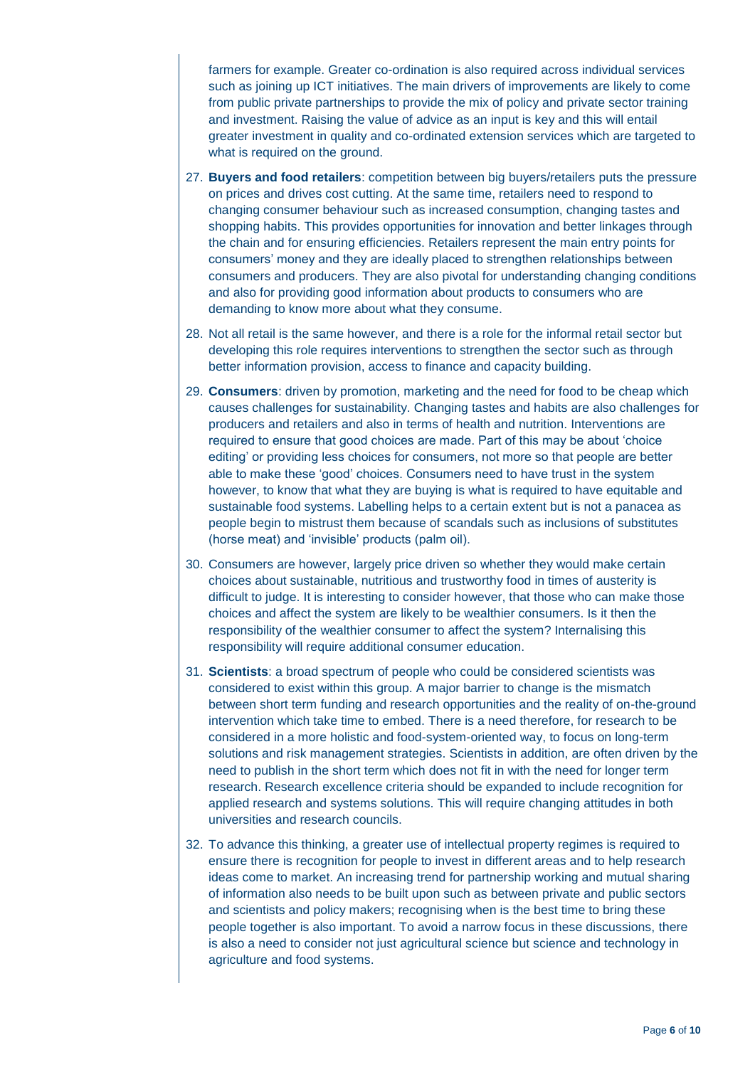farmers for example. Greater co-ordination is also required across individual services such as joining up ICT initiatives. The main drivers of improvements are likely to come from public private partnerships to provide the mix of policy and private sector training and investment. Raising the value of advice as an input is key and this will entail greater investment in quality and co-ordinated extension services which are targeted to what is required on the ground.

27. **Buyers and food retailers**: competition between big buyers/retailers puts the pressure on prices and drives cost cutting. At the same time, retailers need to respond to changing consumer behaviour such as increased consumption, changing tastes and shopping habits. This provides opportunities for innovation and better linkages through the chain and for ensuring efficiencies. Retailers represent the main entry points for consumers' money and they are ideally placed to strengthen relationships between consumers and producers. They are also pivotal for understanding changing conditions and also for providing good information about products to consumers who are demanding to know more about what they consume.

28. Not all retail is the same however, and there is a role for the informal retail sector but developing this role requires interventions to strengthen the sector such as through better information provision, access to finance and capacity building.

29. **Consumers**: driven by promotion, marketing and the need for food to be cheap which causes challenges for sustainability. Changing tastes and habits are also challenges for producers and retailers and also in terms of health and nutrition. Interventions are required to ensure that good choices are made. Part of this may be about 'choice editing' or providing less choices for consumers, not more so that people are better able to make these 'good' choices. Consumers need to have trust in the system however, to know that what they are buying is what is required to have equitable and sustainable food systems. Labelling helps to a certain extent but is not a panacea as people begin to mistrust them because of scandals such as inclusions of substitutes (horse meat) and 'invisible' products (palm oil).

30. Consumers are however, largely price driven so whether they would make certain choices about sustainable, nutritious and trustworthy food in times of austerity is difficult to judge. It is interesting to consider however, that those who can make those choices and affect the system are likely to be wealthier consumers. Is it then the responsibility of the wealthier consumer to affect the system? Internalising this responsibility will require additional consumer education.

31. **Scientists**: a broad spectrum of people who could be considered scientists was considered to exist within this group. A major barrier to change is the mismatch between short term funding and research opportunities and the reality of on-the-ground intervention which take time to embed. There is a need therefore, for research to be considered in a more holistic and food-system-oriented way, to focus on long-term solutions and risk management strategies. Scientists in addition, are often driven by the need to publish in the short term which does not fit in with the need for longer term research. Research excellence criteria should be expanded to include recognition for applied research and systems solutions. This will require changing attitudes in both universities and research councils.

32. To advance this thinking, a greater use of intellectual property regimes is required to ensure there is recognition for people to invest in different areas and to help research ideas come to market. An increasing trend for partnership working and mutual sharing of information also needs to be built upon such as between private and public sectors and scientists and policy makers; recognising when is the best time to bring these people together is also important. To avoid a narrow focus in these discussions, there is also a need to consider not just agricultural science but science and technology in agriculture and food systems.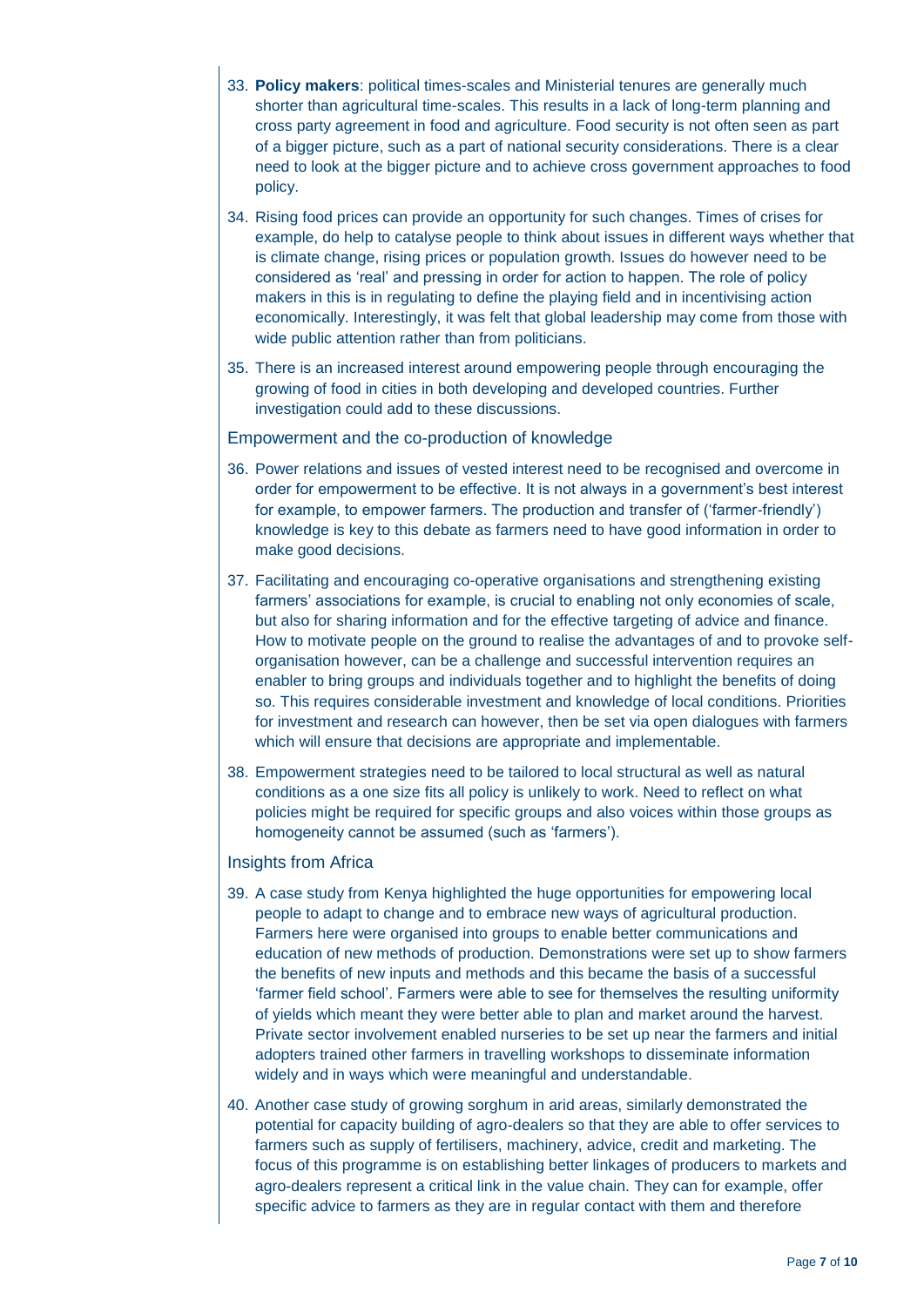33. **Policy makers**: political times-scales and Ministerial tenures are generally much shorter than agricultural time-scales. This results in a lack of long-term planning and cross party agreement in food and agriculture. Food security is not often seen as part of a bigger picture, such as a part of national security considerations. There is a clear need to look at the bigger picture and to achieve cross government approaches to food policy.

34. Rising food prices can provide an opportunity for such changes. Times of crises for example, do help to catalyse people to think about issues in different ways whether that is climate change, rising prices or population growth. Issues do however need to be considered as 'real' and pressing in order for action to happen. The role of policy makers in this is in regulating to define the playing field and in incentivising action economically. Interestingly, it was felt that global leadership may come from those with wide public attention rather than from politicians.

35. There is an increased interest around empowering people through encouraging the growing of food in cities in both developing and developed countries. Further investigation could add to these discussions.

### Empowerment and the co-production of knowledge

36. Power relations and issues of vested interest need to be recognised and overcome in order for empowerment to be effective. It is not always in a government's best interest for example, to empower farmers. The production and transfer of ('farmer-friendly') knowledge is key to this debate as farmers need to have good information in order to make good decisions.

37. Facilitating and encouraging co-operative organisations and strengthening existing farmers' associations for example, is crucial to enabling not only economies of scale, but also for sharing information and for the effective targeting of advice and finance. How to motivate people on the ground to realise the advantages of and to provoke self-organisation however, can be a challenge and successful intervention requires an enabler to bring groups and individuals together and to highlight the benefits of doing so. This requires considerable investment and knowledge of local conditions. Priorities for investment and research can however, then be set via open dialogues with farmers which will ensure that decisions are appropriate and implementable.

38. Empowerment strategies need to be tailored to local structural as well as natural conditions as a one size fits all policy is unlikely to work. Need to reflect on what policies might be required for specific groups and also voices within those groups as homogeneity cannot be assumed (such as 'farmers').

### Insights from Africa

39. A case study from Kenya highlighted the huge opportunities for empowering local people to adapt to change and to embrace new ways of agricultural production. Farmers here were organised into groups to enable better communications and education of new methods of production. Demonstrations were set up to show farmers the benefits of new inputs and methods and this became the basis of a successful 'farmer field school'. Farmers were able to see for themselves the resulting uniformity of yields which meant they were better able to plan and market around the harvest. Private sector involvement enabled nurseries to be set up near the farmers and initial adopters trained other farmers in travelling workshops to disseminate information widely and in ways which were meaningful and understandable.

40. Another case study of growing sorghum in arid areas, similarly demonstrated the potential for capacity building of agro-dealers so that they are able to offer services to farmers such as supply of fertilisers, machinery, advice, credit and marketing. The focus of this programme is on establishing better linkages of producers to markets and agro-dealers represent a critical link in the value chain. They can for example, offer specific advice to farmers as they are in regular contact with them and therefore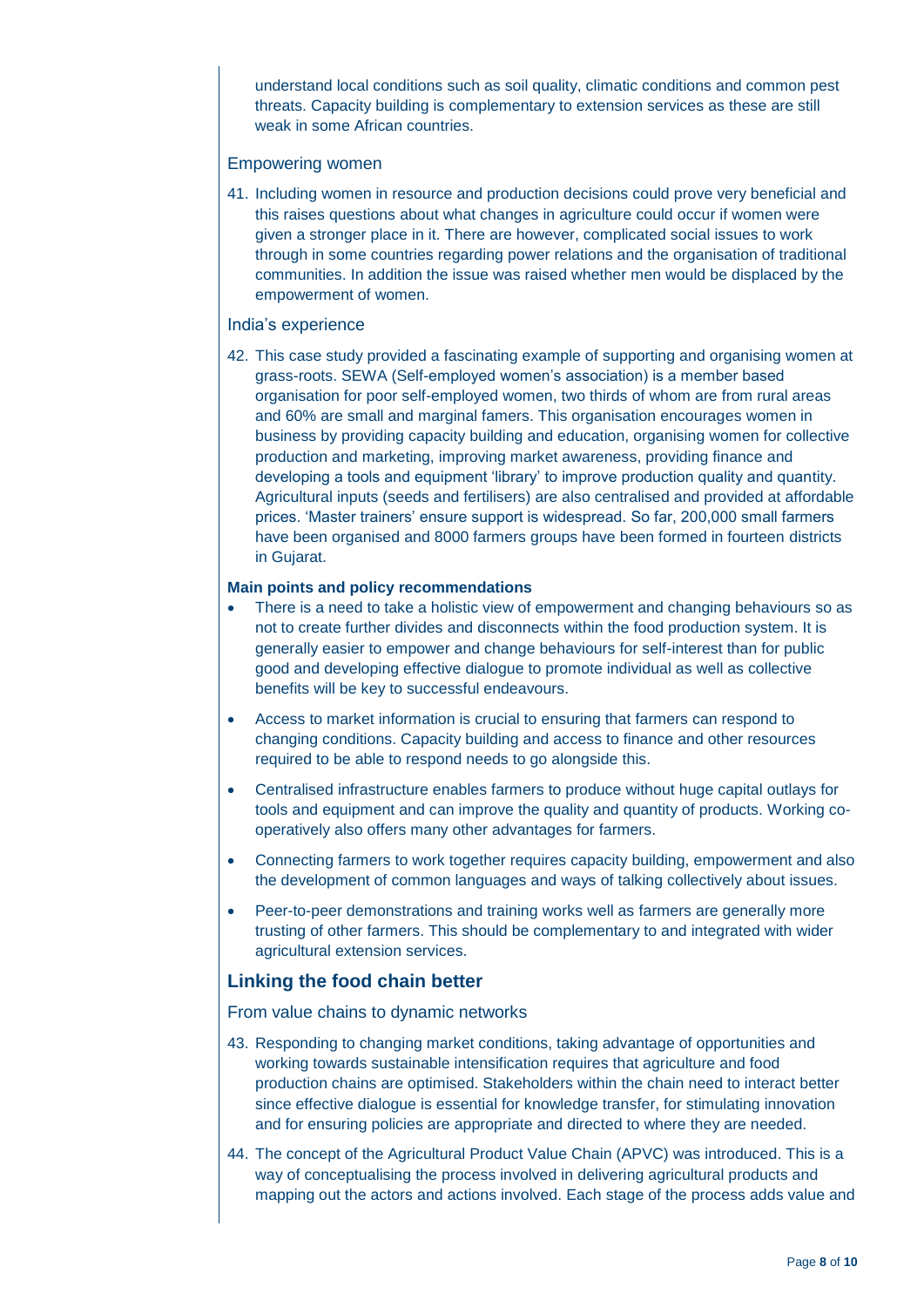understand local conditions such as soil quality, climatic conditions and common pest threats. Capacity building is complementary to extension services as these are still weak in some African countries.

### Empowering women

41. Including women in resource and production decisions could prove very beneficial and this raises questions about what changes in agriculture could occur if women were given a stronger place in it. There are however, complicated social issues to work through in some countries regarding power relations and the organisation of traditional communities. In addition the issue was raised whether men would be displaced by the empowerment of women.

### India's experience

42. This case study provided a fascinating example of supporting and organising women at grass-roots. SEWA (Self-employed women's association) is a member based organisation for poor self-employed women, two thirds of whom are from rural areas and 60% are small and marginal famers. This organisation encourages women in business by providing capacity building and education, organising women for collective production and marketing, improving market awareness, providing finance and developing a tools and equipment 'library' to improve production quality and quantity. Agricultural inputs (seeds and fertilisers) are also centralised and provided at affordable prices. 'Master trainers' ensure support is widespread. So far, 200,000 small farmers have been organised and 8000 farmers groups have been formed in fourteen districts in Gujarat.

**Main points and policy recommendations**

- There is a need to take a holistic view of empowerment and changing behaviours so as not to create further divides and disconnects within the food production system. It is generally easier to empower and change behaviours for self-interest than for public good and developing effective dialogue to promote individual as well as collective benefits will be key to successful endeavours.
- Access to market information is crucial to ensuring that farmers can respond to changing conditions. Capacity building and access to finance and other resources required to be able to respond needs to go alongside this.
- Centralised infrastructure enables farmers to produce without huge capital outlays for tools and equipment and can improve the quality and quantity of products. Working co-operatively also offers many other advantages for farmers.
- Connecting farmers to work together requires capacity building, empowerment and also the development of common languages and ways of talking collectively about issues.
- Peer-to-peer demonstrations and training works well as farmers are generally more trusting of other farmers. This should be complementary to and integrated with wider agricultural extension services.

## Linking the food chain better

### From value chains to dynamic networks

43. Responding to changing market conditions, taking advantage of opportunities and working towards sustainable intensification requires that agriculture and food production chains are optimised. Stakeholders within the chain need to interact better since effective dialogue is essential for knowledge transfer, for stimulating innovation and for ensuring policies are appropriate and directed to where they are needed.

44. The concept of the Agricultural Product Value Chain (APVC) was introduced. This is a way of conceptualising the process involved in delivering agricultural products and mapping out the actors and actions involved. Each stage of the process adds value and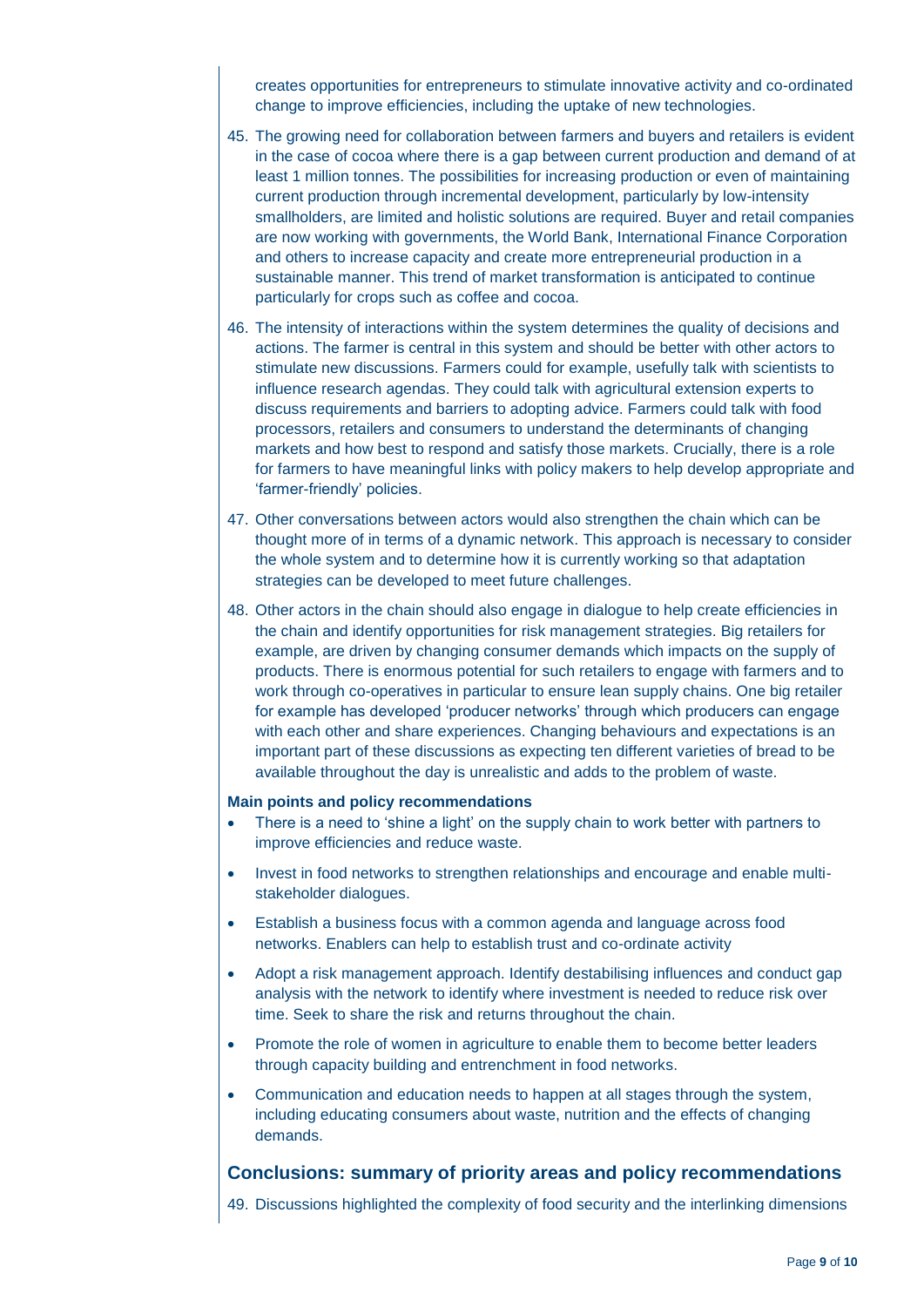creates opportunities for entrepreneurs to stimulate innovative activity and co-ordinated change to improve efficiencies, including the uptake of new technologies.

45. The growing need for collaboration between farmers and buyers and retailers is evident in the case of cocoa where there is a gap between current production and demand of at least 1 million tonnes. The possibilities for increasing production or even of maintaining current production through incremental development, particularly by low-intensity smallholders, are limited and holistic solutions are required. Buyer and retail companies are now working with governments, the World Bank, International Finance Corporation and others to increase capacity and create more entrepreneurial production in a sustainable manner. This trend of market transformation is anticipated to continue particularly for crops such as coffee and cocoa.

46. The intensity of interactions within the system determines the quality of decisions and actions. The farmer is central in this system and should be better with other actors to stimulate new discussions. Farmers could for example, usefully talk with scientists to influence research agendas. They could talk with agricultural extension experts to discuss requirements and barriers to adopting advice. Farmers could talk with food processors, retailers and consumers to understand the determinants of changing markets and how best to respond and satisfy those markets. Crucially, there is a role for farmers to have meaningful links with policy makers to help develop appropriate and 'farmer-friendly' policies.

47. Other conversations between actors would also strengthen the chain which can be thought more of in terms of a dynamic network. This approach is necessary to consider the whole system and to determine how it is currently working so that adaptation strategies can be developed to meet future challenges.

48. Other actors in the chain should also engage in dialogue to help create efficiencies in the chain and identify opportunities for risk management strategies. Big retailers for example, are driven by changing consumer demands which impacts on the supply of products. There is enormous potential for such retailers to engage with farmers and to work through co-operatives in particular to ensure lean supply chains. One big retailer for example has developed 'producer networks' through which producers can engage with each other and share experiences. Changing behaviours and expectations is an important part of these discussions as expecting ten different varieties of bread to be available throughout the day is unrealistic and adds to the problem of waste.

**Main points and policy recommendations**

- There is a need to 'shine a light' on the supply chain to work better with partners to improve efficiencies and reduce waste.
- Invest in food networks to strengthen relationships and encourage and enable multi-stakeholder dialogues.
- Establish a business focus with a common agenda and language across food networks. Enablers can help to establish trust and co-ordinate activity
- Adopt a risk management approach. Identify destabilising influences and conduct gap analysis with the network to identify where investment is needed to reduce risk over time. Seek to share the risk and returns throughout the chain.
- Promote the role of women in agriculture to enable them to become better leaders through capacity building and entrenchment in food networks.
- Communication and education needs to happen at all stages through the system, including educating consumers about waste, nutrition and the effects of changing demands.

## Conclusions: summary of priority areas and policy recommendations

49. Discussions highlighted the complexity of food security and the interlinking dimensions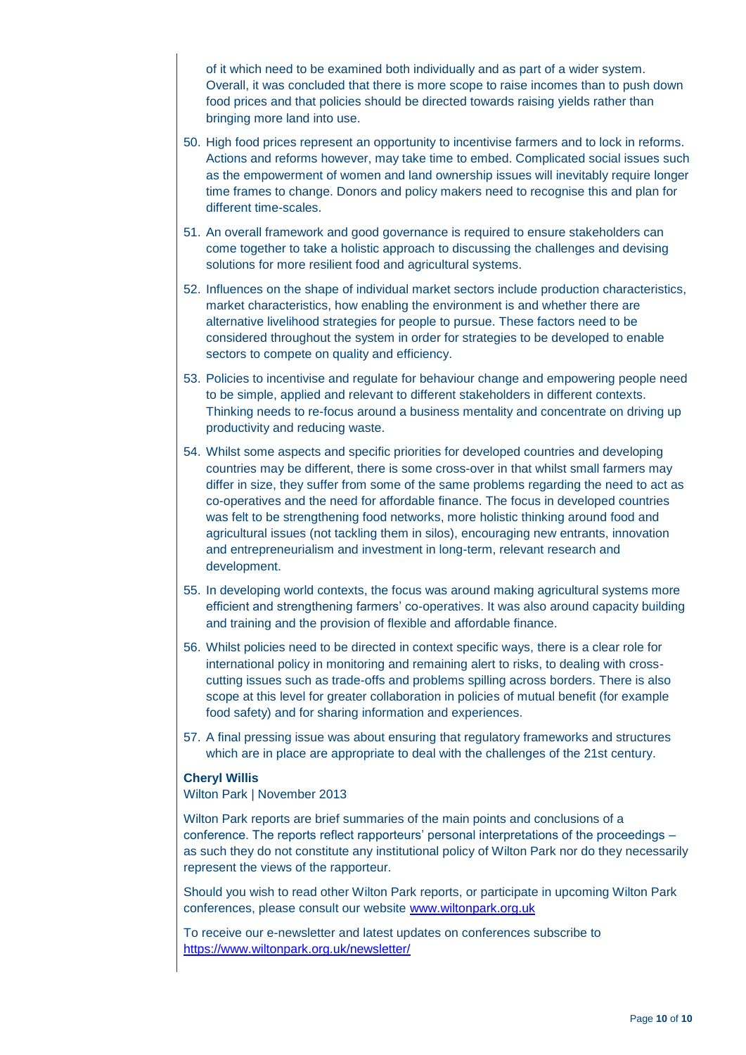of it which need to be examined both individually and as part of a wider system. Overall, it was concluded that there is more scope to raise incomes than to push down food prices and that policies should be directed towards raising yields rather than bringing more land into use.

50. High food prices represent an opportunity to incentivise farmers and to lock in reforms. Actions and reforms however, may take time to embed. Complicated social issues such as the empowerment of women and land ownership issues will inevitably require longer time frames to change. Donors and policy makers need to recognise this and plan for different time-scales.

51. An overall framework and good governance is required to ensure stakeholders can come together to take a holistic approach to discussing the challenges and devising solutions for more resilient food and agricultural systems.

52. Influences on the shape of individual market sectors include production characteristics, market characteristics, how enabling the environment is and whether there are alternative livelihood strategies for people to pursue. These factors need to be considered throughout the system in order for strategies to be developed to enable sectors to compete on quality and efficiency.

53. Policies to incentivise and regulate for behaviour change and empowering people need to be simple, applied and relevant to different stakeholders in different contexts. Thinking needs to re-focus around a business mentality and concentrate on driving up productivity and reducing waste.

54. Whilst some aspects and specific priorities for developed countries and developing countries may be different, there is some cross-over in that whilst small farmers may differ in size, they suffer from some of the same problems regarding the need to act as co-operatives and the need for affordable finance. The focus in developed countries was felt to be strengthening food networks, more holistic thinking around food and agricultural issues (not tackling them in silos), encouraging new entrants, innovation and entrepreneurialism and investment in long-term, relevant research and development.

55. In developing world contexts, the focus was around making agricultural systems more efficient and strengthening farmers' co-operatives. It was also around capacity building and training and the provision of flexible and affordable finance.

56. Whilst policies need to be directed in context specific ways, there is a clear role for international policy in monitoring and remaining alert to risks, to dealing with cross-cutting issues such as trade-offs and problems spilling across borders. There is also scope at this level for greater collaboration in policies of mutual benefit (for example food safety) and for sharing information and experiences.

57. A final pressing issue was about ensuring that regulatory frameworks and structures which are in place are appropriate to deal with the challenges of the 21st century.

**Cheryl Willis**

Wilton Park | November 2013

Wilton Park reports are brief summaries of the main points and conclusions of a conference. The reports reflect rapporteurs' personal interpretations of the proceedings – as such they do not constitute any institutional policy of Wilton Park nor do they necessarily represent the views of the rapporteur.

Should you wish to read other Wilton Park reports, or participate in upcoming Wilton Park conferences, please consult our website [www.wiltonpark.org.uk](www.wiltonpark.org.uk)

To receive our e-newsletter and latest updates on conferences subscribe to [https://www.wiltonpark.org.uk/newsletter/](https://www.wiltonpark.org.uk/newsletter/)